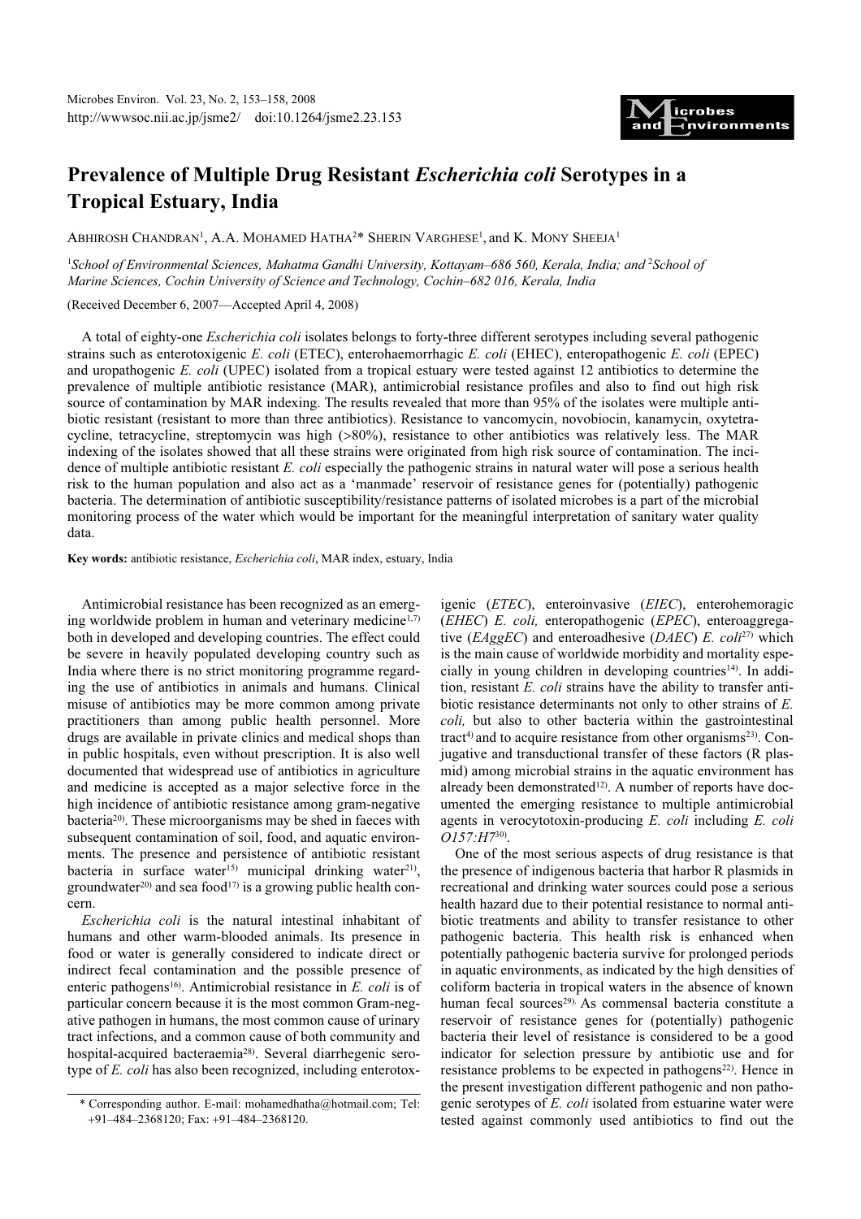# Prevalence of Multiple Drug Resistant *Escherichia coli* Serotypes in a Tropical Estuary, India

ABHIROSH CHANDRAN[1], A.A. MOHAMED HATHA[2]* SHERIN VARGHESE[1], and K. MONY SHEEJA[1]

[1]*School of Environmental Sciences, Mahatma Gandhi University, Kottayam–686 560, Kerala, India; and* [2]*School of Marine Sciences, Cochin University of Science and Technology, Cochin–682 016, Kerala, India*

(Received December 6, 2007—Accepted April 4, 2008)

A total of eighty-one *Escherichia coli* isolates belongs to forty-three different serotypes including several pathogenic strains such as enterotoxigenic *E. coli* (ETEC), enterohaemorrhagic *E. coli* (EHEC), enteropathogenic *E. coli* (EPEC) and uropathogenic *E. coli* (UPEC) isolated from a tropical estuary were tested against 12 antibiotics to determine the prevalence of multiple antibiotic resistance (MAR), antimicrobial resistance profiles and also to find out high risk source of contamination by MAR indexing. The results revealed that more than 95% of the isolates were multiple antibiotic resistant (resistant to more than three antibiotics). Resistance to vancomycin, novobiocin, kanamycin, oxytetracycline, tetracycline, streptomycin was high (>80%), resistance to other antibiotics was relatively less. The MAR indexing of the isolates showed that all these strains were originated from high risk source of contamination. The incidence of multiple antibiotic resistant *E. coli* especially the pathogenic strains in natural water will pose a serious health risk to the human population and also act as a 'manmade' reservoir of resistance genes for (potentially) pathogenic bacteria. The determination of antibiotic susceptibility/resistance patterns of isolated microbes is a part of the microbial monitoring process of the water which would be important for the meaningful interpretation of sanitary water quality data.

**Key words:** antibiotic resistance, *Escherichia coli*, MAR index, estuary, India

Antimicrobial resistance has been recognized as an emerging worldwide problem in human and veterinary medicine[1,7] both in developed and developing countries. The effect could be severe in heavily populated developing country such as India where there is no strict monitoring programme regarding the use of antibiotics in animals and humans. Clinical misuse of antibiotics may be more common among private practitioners than among public health personnel. More drugs are available in private clinics and medical shops than in public hospitals, even without prescription. It is also well documented that widespread use of antibiotics in agriculture and medicine is accepted as a major selective force in the high incidence of antibiotic resistance among gram-negative bacteria[20]. These microorganisms may be shed in faeces with subsequent contamination of soil, food, and aquatic environments. The presence and persistence of antibiotic resistant bacteria in surface water[15] municipal drinking water[21], groundwater[20] and sea food[17] is a growing public health concern.

*Escherichia coli* is the natural intestinal inhabitant of humans and other warm-blooded animals. Its presence in food or water is generally considered to indicate direct or indirect fecal contamination and the possible presence of enteric pathogens[16]. Antimicrobial resistance in *E. coli* is of particular concern because it is the most common Gram-negative pathogen in humans, the most common cause of urinary tract infections, and a common cause of both community and hospital-acquired bacteraemia[28]. Several diarrhegenic serotype of *E. coli* has also been recognized, including enterotoxigenic (*ETEC*), enteroinvasive (*EIEC*), enterohemoragic (*EHEC*) *E. coli,* enteropathogenic (*EPEC*), enteroaggregative (*EAggEC*) and enteroadhesive (*DAEC*) *E. coli*[27] which is the main cause of worldwide morbidity and mortality especially in young children in developing countries[14]. In addition, resistant *E. coli* strains have the ability to transfer antibiotic resistance determinants not only to other strains of *E. coli,* but also to other bacteria within the gastrointestinal tract[4] and to acquire resistance from other organisms[23]. Conjugative and transductional transfer of these factors (R plasmid) among microbial strains in the aquatic environment has already been demonstrated[12]. A number of reports have documented the emerging resistance to multiple antimicrobial agents in verocytotoxin-producing *E. coli* including *E. coli O157:H7*[30].

One of the most serious aspects of drug resistance is that the presence of indigenous bacteria that harbor R plasmids in recreational and drinking water sources could pose a serious health hazard due to their potential resistance to normal antibiotic treatments and ability to transfer resistance to other pathogenic bacteria. This health risk is enhanced when potentially pathogenic bacteria survive for prolonged periods in aquatic environments, as indicated by the high densities of coliform bacteria in tropical waters in the absence of known human fecal sources[29]. As commensal bacteria constitute a reservoir of resistance genes for (potentially) pathogenic bacteria their level of resistance is considered to be a good indicator for selection pressure by antibiotic use and for resistance problems to be expected in pathogens[22]. Hence in the present investigation different pathogenic and non pathogenic serotypes of *E. coli* isolated from estuarine water were tested against commonly used antibiotics to find out the

\* Corresponding author. E-mail: mohamedhatha@hotmail.com; Tel: +91–484–2368120; Fax: +91–484–2368120.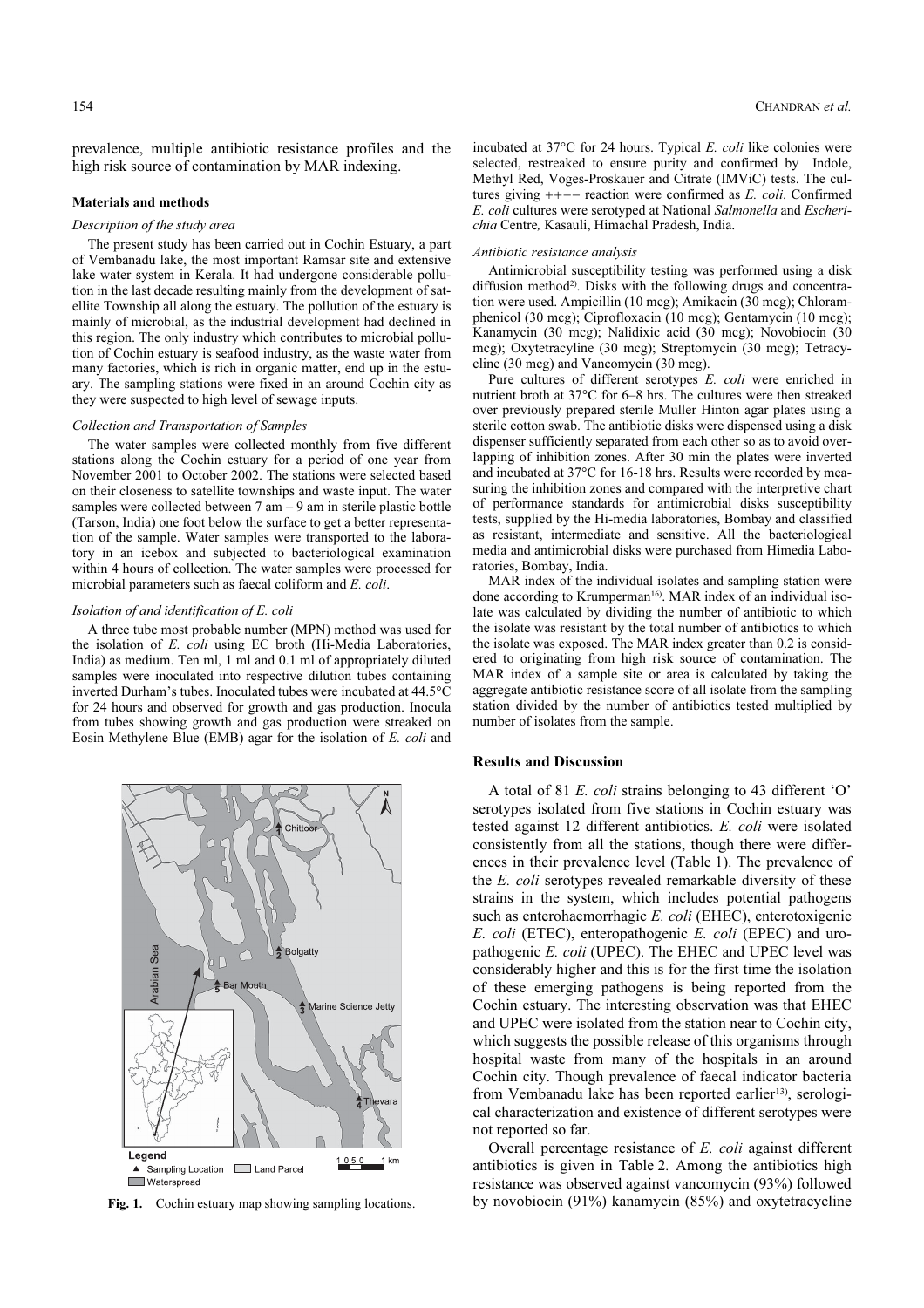prevalence, multiple antibiotic resistance profiles and the high risk source of contamination by MAR indexing.

## Materials and methods

### Description of the study area

The present study has been carried out in Cochin Estuary, a part of Vembanadu lake, the most important Ramsar site and extensive lake water system in Kerala. It had undergone considerable pollution in the last decade resulting mainly from the development of satellite Township all along the estuary. The pollution of the estuary is mainly of microbial, as the industrial development had declined in this region. The only industry which contributes to microbial pollution of Cochin estuary is seafood industry, as the waste water from many factories, which is rich in organic matter, end up in the estuary. The sampling stations were fixed in an around Cochin city as they were suspected to high level of sewage inputs.

### Collection and Transportation of Samples

The water samples were collected monthly from five different stations along the Cochin estuary for a period of one year from November 2001 to October 2002. The stations were selected based on their closeness to satellite townships and waste input. The water samples were collected between 7 am – 9 am in sterile plastic bottle (Tarson, India) one foot below the surface to get a better representation of the sample. Water samples were transported to the laboratory in an icebox and subjected to bacteriological examination within 4 hours of collection. The water samples were processed for microbial parameters such as faecal coliform and *E. coli*.

### Isolation of and identification of *E. coli*

A three tube most probable number (MPN) method was used for the isolation of *E. coli* using EC broth (Hi-Media Laboratories, India) as medium. Ten ml, 1 ml and 0.1 ml of appropriately diluted samples were inoculated into respective dilution tubes containing inverted Durham's tubes. Inoculated tubes were incubated at 44.5°C for 24 hours and observed for growth and gas production. Inocula from tubes showing growth and gas production were streaked on Eosin Methylene Blue (EMB) agar for the isolation of *E. coli* and incubated at 37°C for 24 hours. Typical *E. coli* like colonies were selected, restreaked to ensure purity and confirmed by Indole, Methyl Red, Voges-Proskauer and Citrate (IMViC) tests. The cultures giving ++−− reaction were confirmed as *E. coli*. Confirmed *E. coli* cultures were serotyped at National *Salmonella* and *Escherichia* Centre, Kasauli, Himachal Pradesh, India.

### Antibiotic resistance analysis

Antimicrobial susceptibility testing was performed using a disk diffusion method[2]. Disks with the following drugs and concentration were used. Ampicillin (10 mcg); Amikacin (30 mcg); Chloramphenicol (30 mcg); Ciprofloxacin (10 mcg); Gentamycin (10 mcg); Kanamycin (30 mcg); Nalidixic acid (30 mcg); Novobiocin (30 mcg); Oxytetracyline (30 mcg); Streptomycin (30 mcg); Tetracycline (30 mcg) and Vancomycin (30 mcg).

Pure cultures of different serotypes *E. coli* were enriched in nutrient broth at 37°C for 6–8 hrs. The cultures were then streaked over previously prepared sterile Muller Hinton agar plates using a sterile cotton swab. The antibiotic disks were dispensed using a disk dispenser sufficiently separated from each other so as to avoid overlapping of inhibition zones. After 30 min the plates were inverted and incubated at 37°C for 16-18 hrs. Results were recorded by measuring the inhibition zones and compared with the interpretive chart of performance standards for antimicrobial disks susceptibility tests, supplied by the Hi-media laboratories, Bombay and classified as resistant, intermediate and sensitive. All the bacteriological media and antimicrobial disks were purchased from Himedia Laboratories, Bombay, India.

MAR index of the individual isolates and sampling station were done according to Krumperman[16]. MAR index of an individual isolate was calculated by dividing the number of antibiotic to which the isolate was resistant by the total number of antibiotics to which the isolate was exposed. The MAR index greater than 0.2 is considered to originating from high risk source of contamination. The MAR index of a sample site or area is calculated by taking the aggregate antibiotic resistance score of all isolate from the sampling station divided by the number of antibiotics tested multiplied by number of isolates from the sample.

Fig. 1. Cochin estuary map showing sampling locations.

## Results and Discussion

A total of 81 *E. coli* strains belonging to 43 different 'O' serotypes isolated from five stations in Cochin estuary was tested against 12 different antibiotics. *E. coli* were isolated consistently from all the stations, though there were differences in their prevalence level (Table 1). The prevalence of the *E. coli* serotypes revealed remarkable diversity of these strains in the system, which includes potential pathogens such as enterohaemorrhagic *E. coli* (EHEC), enterotoxigenic *E. coli* (ETEC), enteropathogenic *E. coli* (EPEC) and uropathogenic *E. coli* (UPEC). The EHEC and UPEC level was considerably higher and this is for the first time the isolation of these emerging pathogens is being reported from the Cochin estuary. The interesting observation was that EHEC and UPEC were isolated from the station near to Cochin city, which suggests the possible release of this organisms through hospital waste from many of the hospitals in an around Cochin city. Though prevalence of faecal indicator bacteria from Vembanadu lake has been reported earlier[13], serological characterization and existence of different serotypes were not reported so far.

Overall percentage resistance of *E. coli* against different antibiotics is given in Table 2. Among the antibiotics high resistance was observed against vancomycin (93%) followed by novobiocin (91%) kanamycin (85%) and oxytetracycline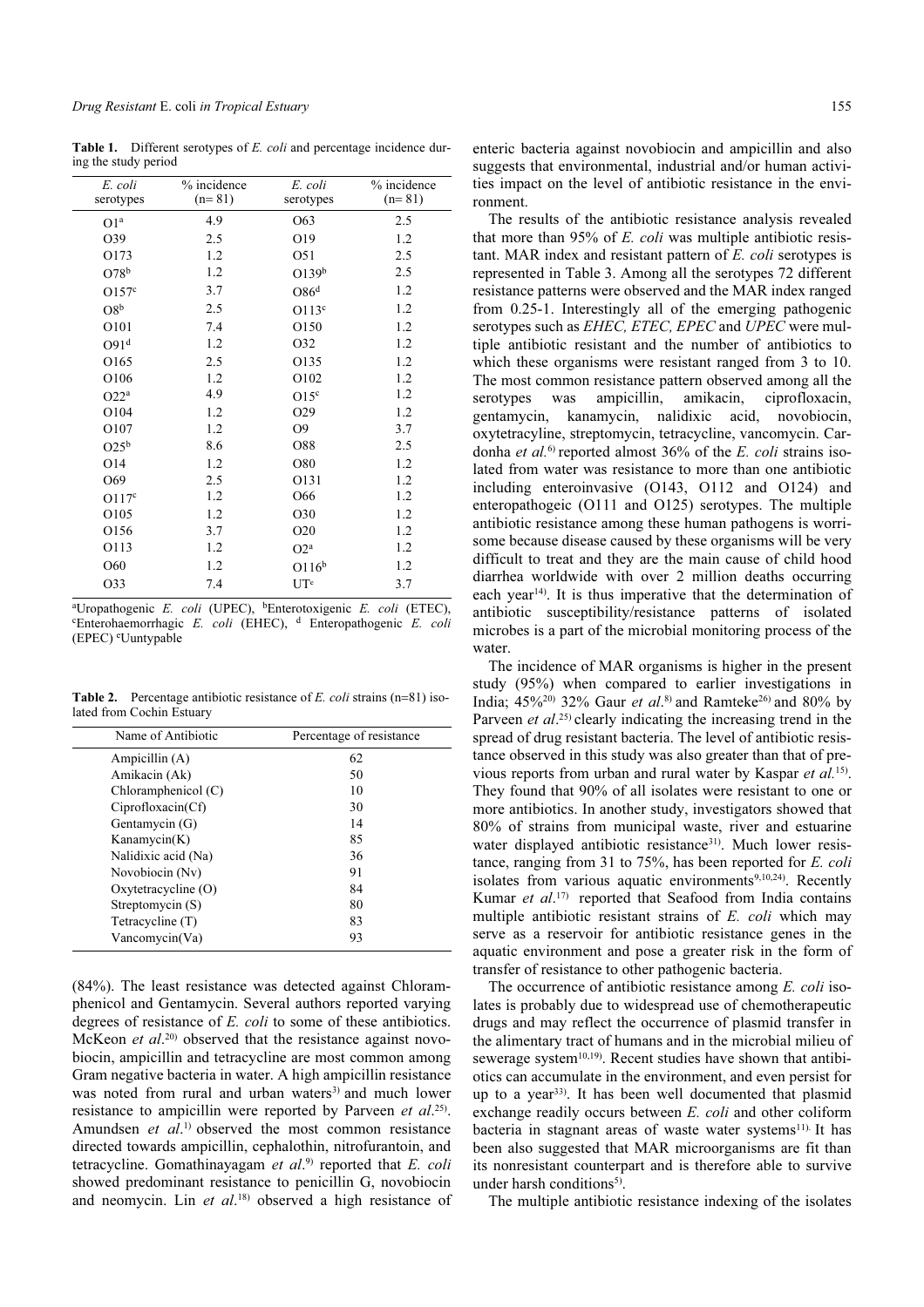**Table 1.** Different serotypes of *E. coli* and percentage incidence during the study period

| *E. coli* serotypes | % incidence (n= 81) | *E. coli* serotypes | % incidence (n= 81) |
|---|---|---|---|
| O1[a] | 4.9 | O63 | 2.5 |
| O39 | 2.5 | O19 | 1.2 |
| O173 | 1.2 | O51 | 2.5 |
| O78[b] | 1.2 | O139[b] | 2.5 |
| O157[c] | 3.7 | O86[d] | 1.2 |
| O8[b] | 2.5 | O113[c] | 1.2 |
| O101 | 7.4 | O150 | 1.2 |
| O91[d] | 1.2 | O32 | 1.2 |
| O165 | 2.5 | O135 | 1.2 |
| O106 | 1.2 | O102 | 1.2 |
| O22[a] | 4.9 | O15[c] | 1.2 |
| O104 | 1.2 | O29 | 1.2 |
| O107 | 1.2 | O9 | 3.7 |
| O25[b] | 8.6 | O88 | 2.5 |
| O14 | 1.2 | O80 | 1.2 |
| O69 | 2.5 | O131 | 1.2 |
| O117[c] | 1.2 | O66 | 1.2 |
| O105 | 1.2 | O30 | 1.2 |
| O156 | 3.7 | O20 | 1.2 |
| O113 | 1.2 | O2[a] | 1.2 |
| O60 | 1.2 | O116[b] | 1.2 |
| O33 | 7.4 | UT[e] | 3.7 |

[a]Uropathogenic *E. coli* (UPEC), [b]Enterotoxigenic *E. coli* (ETEC), [c]Enterohaemorrhagic *E. coli* (EHEC), [d] Enteropathogenic *E. coli* (EPEC) [e]Uuntypable

**Table 2.** Percentage antibiotic resistance of *E. coli* strains (n=81) isolated from Cochin Estuary

| Name of Antibiotic | Percentage of resistance |
|---|---|
| Ampicillin (A) | 62 |
| Amikacin (Ak) | 50 |
| Chloramphenicol (C) | 10 |
| Ciprofloxacin(Cf) | 30 |
| Gentamycin (G) | 14 |
| Kanamycin(K) | 85 |
| Nalidixic acid (Na) | 36 |
| Novobiocin (Nv) | 91 |
| Oxytetracycline (O) | 84 |
| Streptomycin (S) | 80 |
| Tetracycline (T) | 83 |
| Vancomycin(Va) | 93 |

(84%). The least resistance was detected against Chloramphenicol and Gentamycin. Several authors reported varying degrees of resistance of *E. coli* to some of these antibiotics. McKeon *et al*.[20] observed that the resistance against novobiocin, ampicillin and tetracycline are most common among Gram negative bacteria in water. A high ampicillin resistance was noted from rural and urban waters[3] and much lower resistance to ampicillin were reported by Parveen *et al*.[25]. Amundsen *et al*.[1] observed the most common resistance directed towards ampicillin, cephalothin, nitrofurantoin, and tetracycline. Gomathinayagam *et al*.[9] reported that *E. coli* showed predominant resistance to penicillin G, novobiocin and neomycin. Lin *et al*.[18] observed a high resistance of enteric bacteria against novobiocin and ampicillin and also suggests that environmental, industrial and/or human activities impact on the level of antibiotic resistance in the environment.

The results of the antibiotic resistance analysis revealed that more than 95% of *E. coli* was multiple antibiotic resistant. MAR index and resistant pattern of *E. coli* serotypes is represented in Table 3. Among all the serotypes 72 different resistance patterns were observed and the MAR index ranged from 0.25-1. Interestingly all of the emerging pathogenic serotypes such as *EHEC, ETEC, EPEC* and *UPEC* were multiple antibiotic resistant and the number of antibiotics to which these organisms were resistant ranged from 3 to 10. The most common resistance pattern observed among all the serotypes was ampicillin, amikacin, ciprofloxacin, gentamycin, kanamycin, nalidixic acid, novobiocin, oxytetracyline, streptomycin, tetracycline, vancomycin. Cardonha *et al.*[6] reported almost 36% of the *E. coli* strains isolated from water was resistance to more than one antibiotic including enteroinvasive (O143, O112 and O124) and enteropathogeic (O111 and O125) serotypes. The multiple antibiotic resistance among these human pathogens is worrisome because disease caused by these organisms will be very difficult to treat and they are the main cause of child hood diarrhea worldwide with over 2 million deaths occurring each year[14]. It is thus imperative that the determination of antibiotic susceptibility/resistance patterns of isolated microbes is a part of the microbial monitoring process of the water.

The incidence of MAR organisms is higher in the present study (95%) when compared to earlier investigations in India; 45%[20] 32% Gaur *et al*.[8] and Ramteke[26] and 80% by Parveen *et al*.[25] clearly indicating the increasing trend in the spread of drug resistant bacteria. The level of antibiotic resistance observed in this study was also greater than that of previous reports from urban and rural water by Kaspar *et al.*[15]. They found that 90% of all isolates were resistant to one or more antibiotics. In another study, investigators showed that 80% of strains from municipal waste, river and estuarine water displayed antibiotic resistance[31]. Much lower resistance, ranging from 31 to 75%, has been reported for *E. coli* isolates from various aquatic environments[9,10,24]. Recently Kumar *et al*.[17] reported that Seafood from India contains multiple antibiotic resistant strains of *E. coli* which may serve as a reservoir for antibiotic resistance genes in the aquatic environment and pose a greater risk in the form of transfer of resistance to other pathogenic bacteria.

The occurrence of antibiotic resistance among *E. coli* isolates is probably due to widespread use of chemotherapeutic drugs and may reflect the occurrence of plasmid transfer in the alimentary tract of humans and in the microbial milieu of sewerage system[10,19]. Recent studies have shown that antibiotics can accumulate in the environment, and even persist for up to a year[33]. It has been well documented that plasmid exchange readily occurs between *E. coli* and other coliform bacteria in stagnant areas of waste water systems[11]. It has been also suggested that MAR microorganisms are fit than its nonresistant counterpart and is therefore able to survive under harsh conditions[5].

The multiple antibiotic resistance indexing of the isolates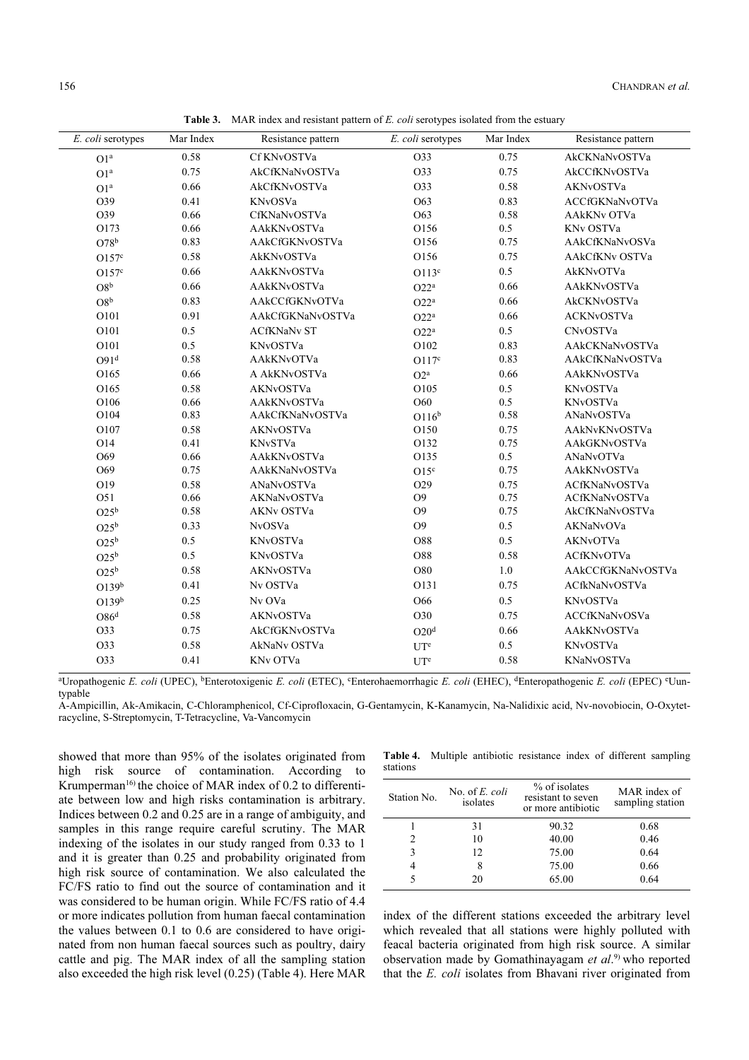**Table 3.** MAR index and resistant pattern of *E. coli* serotypes isolated from the estuary

| *E. coli* serotypes | Mar Index | Resistance pattern | *E. coli* serotypes | Mar Index | Resistance pattern |
|---|---|---|---|---|---|
| O1[a] | 0.58 | Cf KNvOSTVa | O33 | 0.75 | AkCKNaNvOSTVa |
| O1[a] | 0.75 | AkCfKNaNvOSTVa | O33 | 0.75 | AkCCfKNvOSTVa |
| O1[a] | 0.66 | AkCfKNvOSTVa | O33 | 0.58 | AKNvOSTVa |
| O39 | 0.41 | KNvOSVa | O63 | 0.83 | ACCfGKNaNvOTVa |
| O39 | 0.66 | CfKNaNvOSTVa | O63 | 0.58 | AAkKNv OTVa |
| O173 | 0.66 | AAkKNvOSTVa | O156 | 0.5 | KNv OSTVa |
| O78[b] | 0.83 | AAkCfGKNvOSTVa | O156 | 0.75 | AAkCfKNaNvOSVa |
| O157[c] | 0.58 | AkKNvOSTVa | O156 | 0.75 | AAkCfKNv OSTVa |
| O157[c] | 0.66 | AAkKNvOSTVa | O113[c] | 0.5 | AkKNvOTVa |
| O8[b] | 0.66 | AAkKNvOSTVa | O22[a] | 0.66 | AAkKNvOSTVa |
| O8[b] | 0.83 | AAkCCfGKNvOTVa | O22[a] | 0.66 | AkCKNvOSTVa |
| O101 | 0.91 | AAkCfGKNaNvOSTVa | O22[a] | 0.66 | ACKNvOSTVa |
| O101 | 0.5 | ACfKNaNv ST | O22[a] | 0.5 | CNvOSTVa |
| O101 | 0.5 | KNvOSTVa | O102 | 0.83 | AAkCKNaNvOSTVa |
| O91[d] | 0.58 | AAkKNvOTVa | O117[c] | 0.83 | AAkCfKNaNvOSTVa |
| O165 | 0.66 | A AkKNvOSTVa | O2[a] | 0.66 | AAkKNvOSTVa |
| O165 | 0.58 | AKNvOSTVa | O105 | 0.5 | KNvOSTVa |
| O106 | 0.66 | AAkKNvOSTVa | O60 | 0.5 | KNvOSTVa |
| O104 | 0.83 | AAkCfKNaNvOSTVa | O116[b] | 0.58 | ANaNvOSTVa |
| O107 | 0.58 | AKNvOSTVa | O150 | 0.75 | AAkNvKNvOSTVa |
| O14 | 0.41 | KNvSTVa | O132 | 0.75 | AAkGKNvOSTVa |
| O69 | 0.66 | AAkKNvOSTVa | O135 | 0.5 | ANaNvOTVa |
| O69 | 0.75 | AAkKNaNvOSTVa | O15[c] | 0.75 | AAkKNvOSTVa |
| O19 | 0.58 | ANaNvOSTVa | O29 | 0.75 | ACfKNaNvOSTVa |
| O51 | 0.66 | AKNaNvOSTVa | O9 | 0.75 | ACfKNaNvOSTVa |
| O25[b] | 0.58 | AKNv OSTVa | O9 | 0.75 | AkCfKNaNvOSTVa |
| O25[b] | 0.33 | NvOSVa | O9 | 0.5 | AKNaNvOVa |
| O25[b] | 0.5 | KNvOSTVa | O88 | 0.5 | AKNvOTVa |
| O25[b] | 0.5 | KNvOSTVa | O88 | 0.58 | ACfKNvOTVa |
| O25[b] | 0.58 | AKNvOSTVa | O80 | 1.0 | AAkCCfGKNaNvOSTVa |
| O139[b] | 0.41 | Nv OSTVa | O131 | 0.75 | ACfkNaNvOSTVa |
| O139[b] | 0.25 | Nv OVa | O66 | 0.5 | KNvOSTVa |
| O86[d] | 0.58 | AKNvOSTVa | O30 | 0.75 | ACCfKNaNvOSVa |
| O33 | 0.75 | AkCfGKNvOSTVa | O20[d] | 0.66 | AAkKNvOSTVa |
| O33 | 0.58 | AkNaNv OSTVa | UT[e] | 0.5 | KNvOSTVa |
| O33 | 0.41 | KNv OTVa | UT[e] | 0.58 | KNaNvOSTVa |

[a]Uropathogenic *E. coli* (UPEC), [b]Enterotoxigenic *E. coli* (ETEC), [c]Enterohaemorrhagic *E. coli* (EHEC), [d]Enteropathogenic *E. coli* (EPEC) [e]Uuntypable

A-Ampicillin, Ak-Amikacin, C-Chloramphenicol, Cf-Ciprofloxacin, G-Gentamycin, K-Kanamycin, Na-Nalidixic acid, Nv-novobiocin, O-Oxytetracycline, S-Streptomycin, T-Tetracycline, Va-Vancomycin

showed that more than 95% of the isolates originated from high risk source of contamination. According to Krumperman[16] the choice of MAR index of 0.2 to differentiate between low and high risks contamination is arbitrary. Indices between 0.2 and 0.25 are in a range of ambiguity, and samples in this range require careful scrutiny. The MAR indexing of the isolates in our study ranged from 0.33 to 1 and it is greater than 0.25 and probability originated from high risk source of contamination. We also calculated the FC/FS ratio to find out the source of contamination and it was considered to be human origin. While FC/FS ratio of 4.4 or more indicates pollution from human faecal contamination the values between 0.1 to 0.6 are considered to have originated from non human faecal sources such as poultry, dairy cattle and pig. The MAR index of all the sampling station also exceeded the high risk level (0.25) (Table 4). Here MAR index of the different stations exceeded the arbitrary level which revealed that all stations were highly polluted with feacal bacteria originated from high risk source. A similar observation made by Gomathinayagam *et al*.[9] who reported that the *E. coli* isolates from Bhavani river originated from

**Table 4.** Multiple antibiotic resistance index of different sampling stations

| Station No. | No. of *E. coli* isolates | % of isolates resistant to seven or more antibiotic | MAR index of sampling station |
|---|---|---|---|
| 1 | 31 | 90.32 | 0.68 |
| 2 | 10 | 40.00 | 0.46 |
| 3 | 12 | 75.00 | 0.64 |
| 4 | 8 | 75.00 | 0.66 |
| 5 | 20 | 65.00 | 0.64 |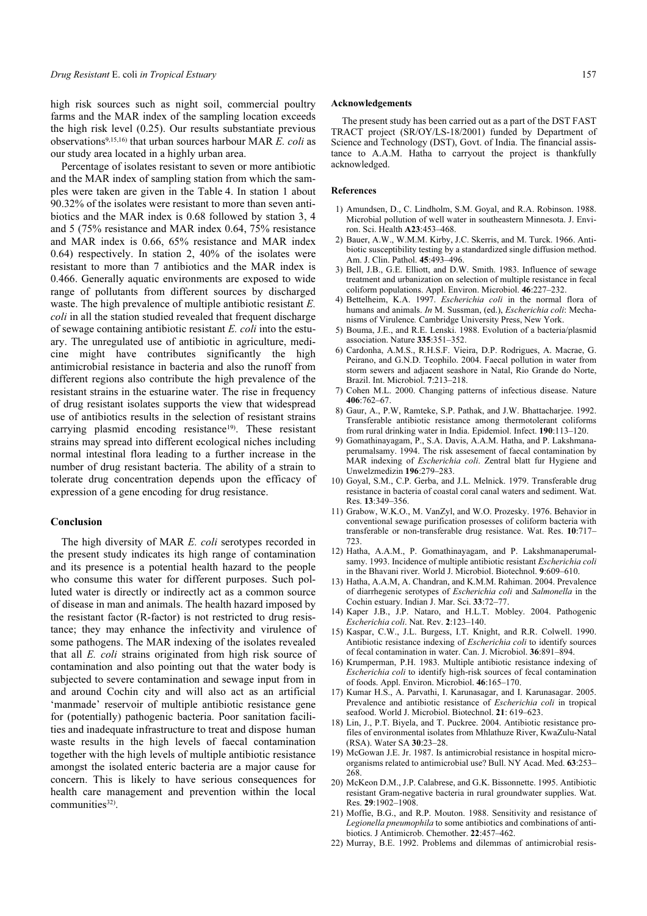high risk sources such as night soil, commercial poultry farms and the MAR index of the sampling location exceeds the high risk level (0.25). Our results substantiate previous observations[9,15,16] that urban sources harbour MAR *E. coli* as our study area located in a highly urban area.

Percentage of isolates resistant to seven or more antibiotic and the MAR index of sampling station from which the samples were taken are given in the Table 4. In station 1 about 90.32% of the isolates were resistant to more than seven antibiotics and the MAR index is 0.68 followed by station 3, 4 and 5 (75% resistance and MAR index 0.64, 75% resistance and MAR index 0.66, 65% resistance and MAR index 0.64) respectively. In station 2, 40% of the isolates were resistant to more than 7 antibiotics and the MAR index is 0.466. Generally aquatic environments are exposed to wide range of pollutants from different sources by discharged waste. The high prevalence of multiple antibiotic resistant *E. coli* in all the station studied revealed that frequent discharge of sewage containing antibiotic resistant *E. coli* into the estuary. The unregulated use of antibiotic in agriculture, medicine might have contributes significantly the high antimicrobial resistance in bacteria and also the runoff from different regions also contribute the high prevalence of the resistant strains in the estuarine water. The rise in frequency of drug resistant isolates supports the view that widespread use of antibiotics results in the selection of resistant strains carrying plasmid encoding resistance[19]. These resistant strains may spread into different ecological niches including normal intestinal flora leading to a further increase in the number of drug resistant bacteria. The ability of a strain to tolerate drug concentration depends upon the efficacy of expression of a gene encoding for drug resistance.

## Conclusion

The high diversity of MAR *E. coli* serotypes recorded in the present study indicates its high range of contamination and its presence is a potential health hazard to the people who consume this water for different purposes. Such polluted water is directly or indirectly act as a common source of disease in man and animals. The health hazard imposed by the resistant factor (R-factor) is not restricted to drug resistance; they may enhance the infectivity and virulence of some pathogens. The MAR indexing of the isolates revealed that all *E. coli* strains originated from high risk source of contamination and also pointing out that the water body is subjected to severe contamination and sewage input from in and around Cochin city and will also act as an artificial 'manmade' reservoir of multiple antibiotic resistance gene for (potentially) pathogenic bacteria. Poor sanitation facilities and inadequate infrastructure to treat and dispose human waste results in the high levels of faecal contamination together with the high levels of multiple antibiotic resistance amongst the isolated enteric bacteria are a major cause for concern. This is likely to have serious consequences for health care management and prevention within the local communities[32].

### Acknowledgements

The present study has been carried out as a part of the DST FAST TRACT project (SR/OY/LS-18/2001) funded by Department of Science and Technology (DST), Govt. of India. The financial assistance to A.A.M. Hatha to carryout the project is thankfully acknowledged.

### References

1) Amundsen, D., C. Lindholm, S.M. Goyal, and R.A. Robinson. 1988. Microbial pollution of well water in southeastern Minnesota. J. Environ. Sci. Health **A23**:453–468.
2) Bauer, A.W., W.M.M. Kirby, J.C. Skerris, and M. Turck. 1966. Antibiotic susceptibility testing by a standardized single diffusion method. Am. J. Clin. Pathol. **45**:493–496.
3) Bell, J.B., G.E. Elliott, and D.W. Smith. 1983. Influence of sewage treatment and urbanization on selection of multiple resistance in fecal coliform populations. Appl. Environ. Microbiol. **46**:227–232.
4) Bettelheim, K.A. 1997. *Escherichia coli* in the normal flora of humans and animals. *In* M. Sussman, (ed.), *Escherichia coli*: Mechanisms of Virulence. Cambridge University Press, New York.
5) Bouma, J.E., and R.E. Lenski. 1988. Evolution of a bacteria/plasmid association. Nature **335**:351–352.
6) Cardonha, A.M.S., R.H.S.F. Vieira, D.P. Rodrigues, A. Macrae, G. Peirano, and G.N.D. Teophilo. 2004. Faecal pollution in water from storm sewers and adjacent seashore in Natal, Rio Grande do Norte, Brazil. Int. Microbiol. **7**:213–218.
7) Cohen M.L. 2000. Changing patterns of infectious disease. Nature **406**:762–67.
8) Gaur, A., P.W, Ramteke, S.P. Pathak, and J.W. Bhattacharjee. 1992. Transferable antibiotic resistance among thermotolerant coliforms from rural drinking water in India. Epidemiol. Infect. **190**:113–120.
9) Gomathinayagam, P., S.A. Davis, A.A.M. Hatha, and P. Lakshmanaperumalsamy. 1994. The risk assesement of faecal contamination by MAR indexing of *Escherichia coli*. Zentral blatt fur Hygiene and Unwelzmedizin **196**:279–283.
10) Goyal, S.M., C.P. Gerba, and J.L. Melnick. 1979. Transferable drug resistance in bacteria of coastal coral canal waters and sediment. Wat. Res. **13**:349–356.
11) Grabow, W.K.O., M. VanZyl, and W.O. Prozesky. 1976. Behavior in conventional sewage purification prosesses of coliform bacteria with transferable or non-transferable drug resistance. Wat. Res. **10**:717–723.
12) Hatha, A.A.M., P. Gomathinayagam, and P. Lakshmanaperumalsamy. 1993. Incidence of multiple antibiotic resistant *Escherichia coli* in the Bhavani river. World J. Microbiol. Biotechnol. **9**:609–610.
13) Hatha, A.A.M, A. Chandran, and K.M.M. Rahiman. 2004. Prevalence of diarrhegenic serotypes of *Escherichia coli* and *Salmonella* in the Cochin estuary. Indian J. Mar. Sci. **33**:72–77.
14) Kaper J.B., J.P. Nataro, and H.L.T. Mobley. 2004. Pathogenic *Escherichia coli*. Nat. Rev. **2**:123–140.
15) Kaspar, C.W., J.L. Burgess, I.T. Knight, and R.R. Colwell. 1990. Antibiotic resistance indexing of *Escherichia coli* to identify sources of fecal contamination in water. Can. J. Microbiol. **36**:891–894.
16) Krumperman, P.H. 1983. Multiple antibiotic resistance indexing of *Escherichia coli* to identify high-risk sources of fecal contamination of foods. Appl. Environ. Microbiol. **46**:165–170.
17) Kumar H.S., A. Parvathi, I. Karunasagar, and I. Karunasagar. 2005. Prevalence and antibiotic resistance of *Escherichia coli* in tropical seafood. World J. Microbiol. Biotechnol. **21**: 619–623.
18) Lin, J., P.T. Biyela, and T. Puckree. 2004. Antibiotic resistance profiles of environmental isolates from Mhlathuze River, KwaZulu-Natal (RSA). Water SA **30**:23–28.
19) McGowan J.E. Jr. 1987. Is antimicrobial resistance in hospital microorganisms related to antimicrobial use? Bull. NY Acad. Med. **63**:253–268.
20) McKeon D.M., J.P. Calabrese, and G.K. Bissonnette. 1995. Antibiotic resistant Gram-negative bacteria in rural groundwater supplies. Wat. Res. **29**:1902–1908.
21) Moffie, B.G., and R.P. Mouton. 1988. Sensitivity and resistance of *Legionella pneumophila* to some antibiotics and combinations of antibiotics. J Antimicrob. Chemother. **22**:457–462.
22) Murray, B.E. 1992. Problems and dilemmas of antimicrobial resis-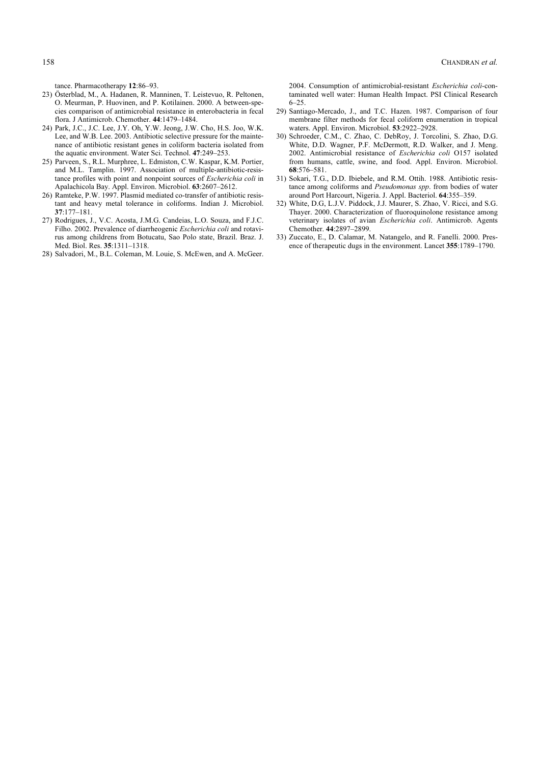tance. Pharmacotherapy **12**:86–93.

23) Österblad, M., A. Hadanen, R. Manninen, T. Leistevuo, R. Peltonen, O. Meurman, P. Huovinen, and P. Kotilainen. 2000. A between-species comparison of antimicrobial resistance in enterobacteria in fecal flora. J Antimicrob. Chemother. **44**:1479–1484.

24) Park, J.C., J.C. Lee, J.Y. Oh, Y.W. Jeong, J.W. Cho, H.S. Joo, W.K. Lee, and W.B. Lee. 2003. Antibiotic selective pressure for the maintenance of antibiotic resistant genes in coliform bacteria isolated from the aquatic environment. Water Sci. Technol. **47**:249–253.

25) Parveen, S., R.L. Murphree, L. Edmiston, C.W. Kaspar, K.M. Portier, and M.L. Tamplin. 1997. Association of multiple-antibiotic-resistance profiles with point and nonpoint sources of *Escherichia coli* in Apalachicola Bay. Appl. Environ. Microbiol. **63**:2607–2612.

26) Ramteke, P.W. 1997. Plasmid mediated co-transfer of antibiotic resistant and heavy metal tolerance in coliforms. Indian J. Microbiol. **37**:177–181.

27) Rodrigues, J., V.C. Acosta, J.M.G. Candeias, L.O. Souza, and F.J.C. Filho. 2002. Prevalence of diarrheogenic *Escherichia coli* and rotavirus among childrens from Botucatu, Sao Polo state, Brazil. Braz. J. Med. Biol. Res. **35**:1311–1318.

28) Salvadori, M., B.L. Coleman, M. Louie, S. McEwen, and A. McGeer. 2004. Consumption of antimicrobial-resistant *Escherichia coli*-contaminated well water: Human Health Impact. PSI Clinical Research 6–25.

29) Santiago-Mercado, J., and T.C. Hazen. 1987. Comparison of four membrane filter methods for fecal coliform enumeration in tropical waters. Appl. Environ. Microbiol. **53**:2922–2928.

30) Schroeder, C.M., C. Zhao, C. DebRoy, J. Torcolini, S. Zhao, D.G. White, D.D. Wagner, P.F. McDermott, R.D. Walker, and J. Meng. 2002. Antimicrobial resistance of *Escherichia coli* O157 isolated from humans, cattle, swine, and food. Appl. Environ. Microbiol. **68**:576–581.

31) Sokari, T.G., D.D. Ibiebele, and R.M. Ottih. 1988. Antibiotic resistance among coliforms and *Pseudomonas spp*. from bodies of water around Port Harcourt, Nigeria. J. Appl. Bacteriol. **64**:355–359.

32) White, D.G, L.J.V. Piddock, J.J. Maurer, S. Zhao, V. Ricci, and S.G. Thayer. 2000. Characterization of fluoroquinolone resistance among veterinary isolates of avian *Escherichia coli*. Antimicrob. Agents Chemother. **44**:2897–2899.

33) Zuccato, E., D. Calamar, M. Natangelo, and R. Fanelli. 2000. Presence of therapeutic dugs in the environment. Lancet **355**:1789–1790.